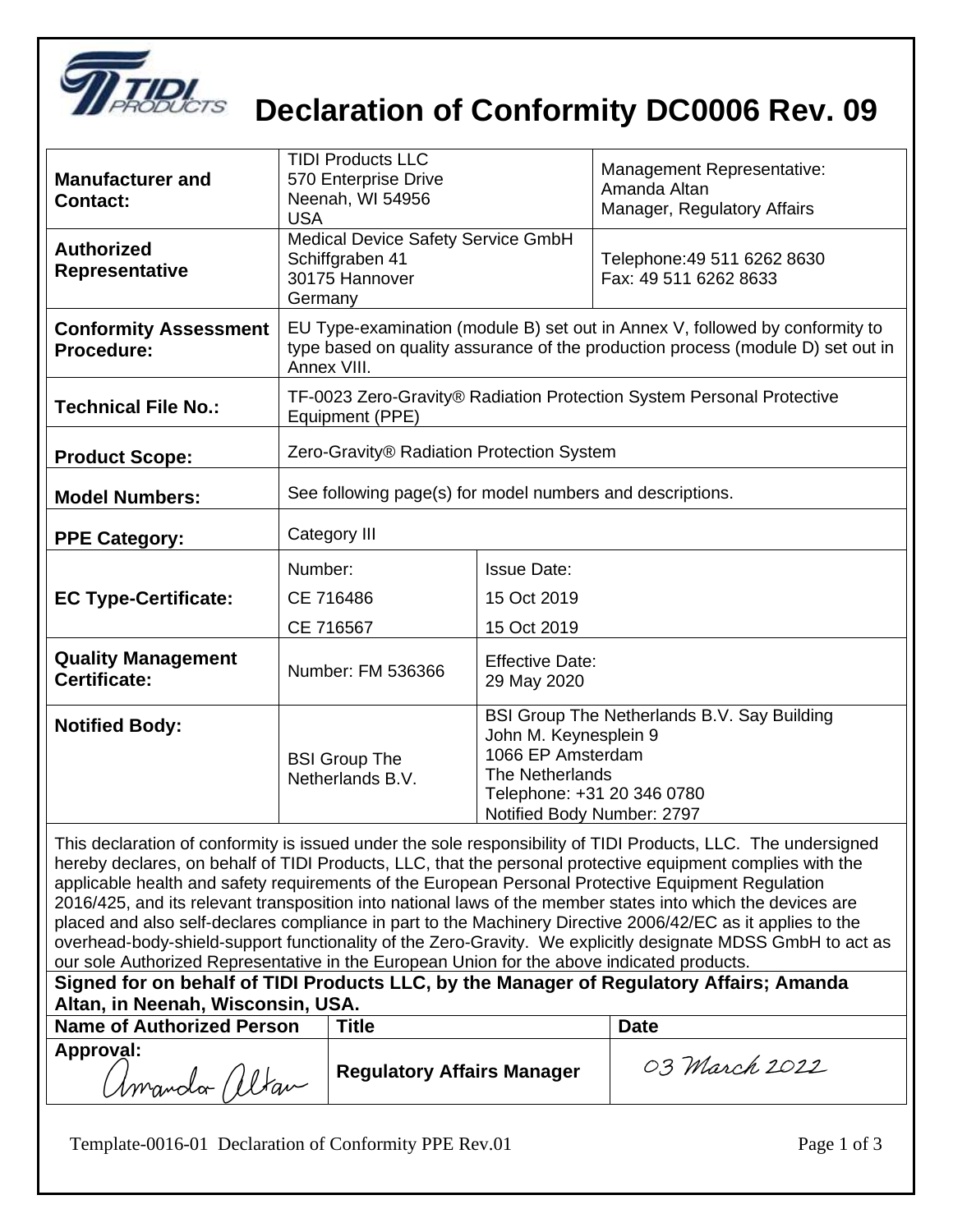# Declaration of Conformity DC0006 Rev. 09

| | | | |
|---|---|---|---|
| **Manufacturer and Contact:** | TIDI Products LLC<br>570 Enterprise Drive<br>Neenah, WI 54956<br>USA | | Management Representative:<br>Amanda Altan<br>Manager, Regulatory Affairs |
| **Authorized Representative** | Medical Device Safety Service GmbH<br>Schiffgraben 41<br>30175 Hannover<br>Germany | | Telephone:49 511 6262 8630<br>Fax: 49 511 6262 8633 |
| **Conformity Assessment Procedure:** | EU Type-examination (module B) set out in Annex V, followed by conformity to type based on quality assurance of the production process (module D) set out in Annex VIII. | | |
| **Technical File No.:** | TF-0023 Zero-Gravity® Radiation Protection System Personal Protective Equipment (PPE) | | |
| **Product Scope:** | Zero-Gravity® Radiation Protection System | | |
| **Model Numbers:** | See following page(s) for model numbers and descriptions. | | |
| **PPE Category:** | Category III | | |
| **EC Type-Certificate:** | Number:<br>CE 716486<br>CE 716567 | Issue Date:<br>15 Oct 2019<br>15 Oct 2019 | |
| **Quality Management Certificate:** | Number: FM 536366 | Effective Date:<br>29 May 2020 | |
| **Notified Body:** | BSI Group The Netherlands B.V. | BSI Group The Netherlands B.V. Say Building<br>John M. Keynesplein 9<br>1066 EP Amsterdam<br>The Netherlands<br>Telephone: +31 20 346 0780<br>Notified Body Number: 2797 | |

This declaration of conformity is issued under the sole responsibility of TIDI Products, LLC. The undersigned hereby declares, on behalf of TIDI Products, LLC, that the personal protective equipment complies with the applicable health and safety requirements of the European Personal Protective Equipment Regulation 2016/425, and its relevant transposition into national laws of the member states into which the devices are placed and also self-declares compliance in part to the Machinery Directive 2006/42/EC as it applies to the overhead-body-shield-support functionality of the Zero-Gravity. We explicitly designate MDSS GmbH to act as our sole Authorized Representative in the European Union for the above indicated products.

**Signed for on behalf of TIDI Products LLC, by the Manager of Regulatory Affairs; Amanda Altan, in Neenah, Wisconsin, USA.**

| Name of Authorized Person | Title | Date |
|---|---|---|
| **Approval:** Amanda Altan | **Regulatory Affairs Manager** | 03 March 2022 |

Template-0016-01 Declaration of Conformity PPE Rev.01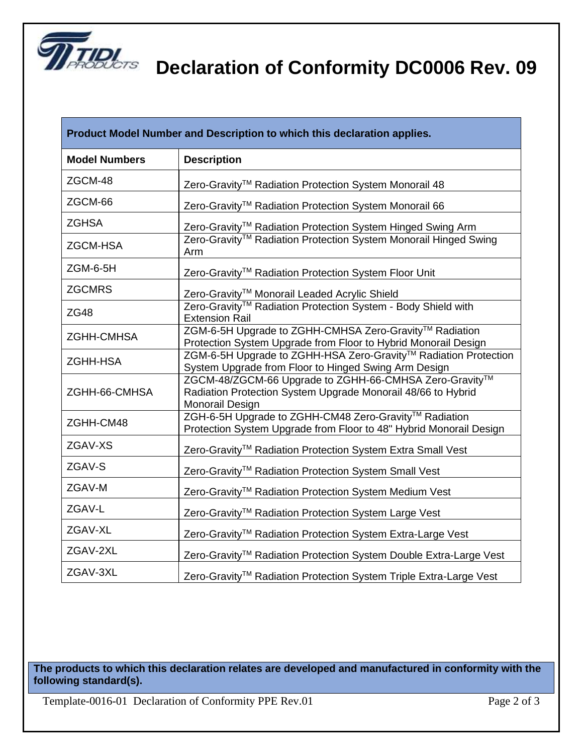# Declaration of Conformity DC0006 Rev. 09

| Product Model Number and Description to which this declaration applies. | |
|---|---|
| **Model Numbers** | **Description** |
| ZGCM-48 | Zero-Gravity™ Radiation Protection System Monorail 48 |
| ZGCM-66 | Zero-Gravity™ Radiation Protection System Monorail 66 |
| ZGHSA | Zero-Gravity™ Radiation Protection System Hinged Swing Arm |
| ZGCM-HSA | Zero-Gravity™ Radiation Protection System Monorail Hinged Swing Arm |
| ZGM-6-5H | Zero-Gravity™ Radiation Protection System Floor Unit |
| ZGCMRS | Zero-Gravity™ Monorail Leaded Acrylic Shield |
| ZG48 | Zero-Gravity™ Radiation Protection System - Body Shield with Extension Rail |
| ZGHH-CMHSA | ZGM-6-5H Upgrade to ZGHH-CMHSA Zero-Gravity™ Radiation Protection System Upgrade from Floor to Hybrid Monorail Design |
| ZGHH-HSA | ZGM-6-5H Upgrade to ZGHH-HSA Zero-Gravity™ Radiation Protection System Upgrade from Floor to Hinged Swing Arm Design |
| ZGHH-66-CMHSA | ZGCM-48/ZGCM-66 Upgrade to ZGHH-66-CMHSA Zero-Gravity™ Radiation Protection System Upgrade Monorail 48/66 to Hybrid Monorail Design |
| ZGHH-CM48 | ZGH-6-5H Upgrade to ZGHH-CM48 Zero-Gravity™ Radiation Protection System Upgrade from Floor to 48" Hybrid Monorail Design |
| ZGAV-XS | Zero-Gravity™ Radiation Protection System Extra Small Vest |
| ZGAV-S | Zero-Gravity™ Radiation Protection System Small Vest |
| ZGAV-M | Zero-Gravity™ Radiation Protection System Medium Vest |
| ZGAV-L | Zero-Gravity™ Radiation Protection System Large Vest |
| ZGAV-XL | Zero-Gravity™ Radiation Protection System Extra-Large Vest |
| ZGAV-2XL | Zero-Gravity™ Radiation Protection System Double Extra-Large Vest |
| ZGAV-3XL | Zero-Gravity™ Radiation Protection System Triple Extra-Large Vest |

**The products to which this declaration relates are developed and manufactured in conformity with the following standard(s).**

Template-0016-01 Declaration of Conformity PPE Rev.01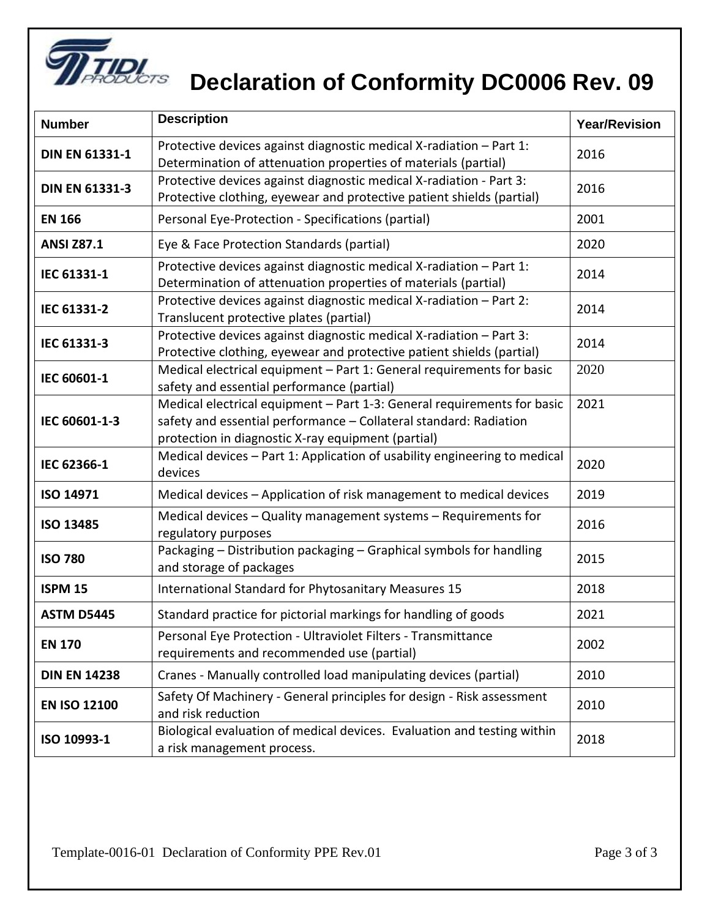# Declaration of Conformity DC0006 Rev. 09

| Number | Description | Year/Revision |
| --- | --- | --- |
| **DIN EN 61331-1** | Protective devices against diagnostic medical X-radiation – Part 1: Determination of attenuation properties of materials (partial) | 2016 |
| **DIN EN 61331-3** | Protective devices against diagnostic medical X-radiation - Part 3: Protective clothing, eyewear and protective patient shields (partial) | 2016 |
| **EN 166** | Personal Eye-Protection - Specifications (partial) | 2001 |
| **ANSI Z87.1** | Eye & Face Protection Standards (partial) | 2020 |
| **IEC 61331-1** | Protective devices against diagnostic medical X-radiation – Part 1: Determination of attenuation properties of materials (partial) | 2014 |
| **IEC 61331-2** | Protective devices against diagnostic medical X-radiation – Part 2: Translucent protective plates (partial) | 2014 |
| **IEC 61331-3** | Protective devices against diagnostic medical X-radiation – Part 3: Protective clothing, eyewear and protective patient shields (partial) | 2014 |
| **IEC 60601-1** | Medical electrical equipment – Part 1: General requirements for basic safety and essential performance (partial) | 2020 |
| **IEC 60601-1-3** | Medical electrical equipment – Part 1-3: General requirements for basic safety and essential performance – Collateral standard: Radiation protection in diagnostic X-ray equipment (partial) | 2021 |
| **IEC 62366-1** | Medical devices – Part 1: Application of usability engineering to medical devices | 2020 |
| **ISO 14971** | Medical devices – Application of risk management to medical devices | 2019 |
| **ISO 13485** | Medical devices – Quality management systems – Requirements for regulatory purposes | 2016 |
| **ISO 780** | Packaging – Distribution packaging – Graphical symbols for handling and storage of packages | 2015 |
| **ISPM 15** | International Standard for Phytosanitary Measures 15 | 2018 |
| **ASTM D5445** | Standard practice for pictorial markings for handling of goods | 2021 |
| **EN 170** | Personal Eye Protection - Ultraviolet Filters - Transmittance requirements and recommended use (partial) | 2002 |
| **DIN EN 14238** | Cranes - Manually controlled load manipulating devices (partial) | 2010 |
| **EN ISO 12100** | Safety Of Machinery - General principles for design - Risk assessment and risk reduction | 2010 |
| **ISO 10993-1** | Biological evaluation of medical devices. Evaluation and testing within a risk management process. | 2018 |

Template-0016-01 Declaration of Conformity PPE Rev.01